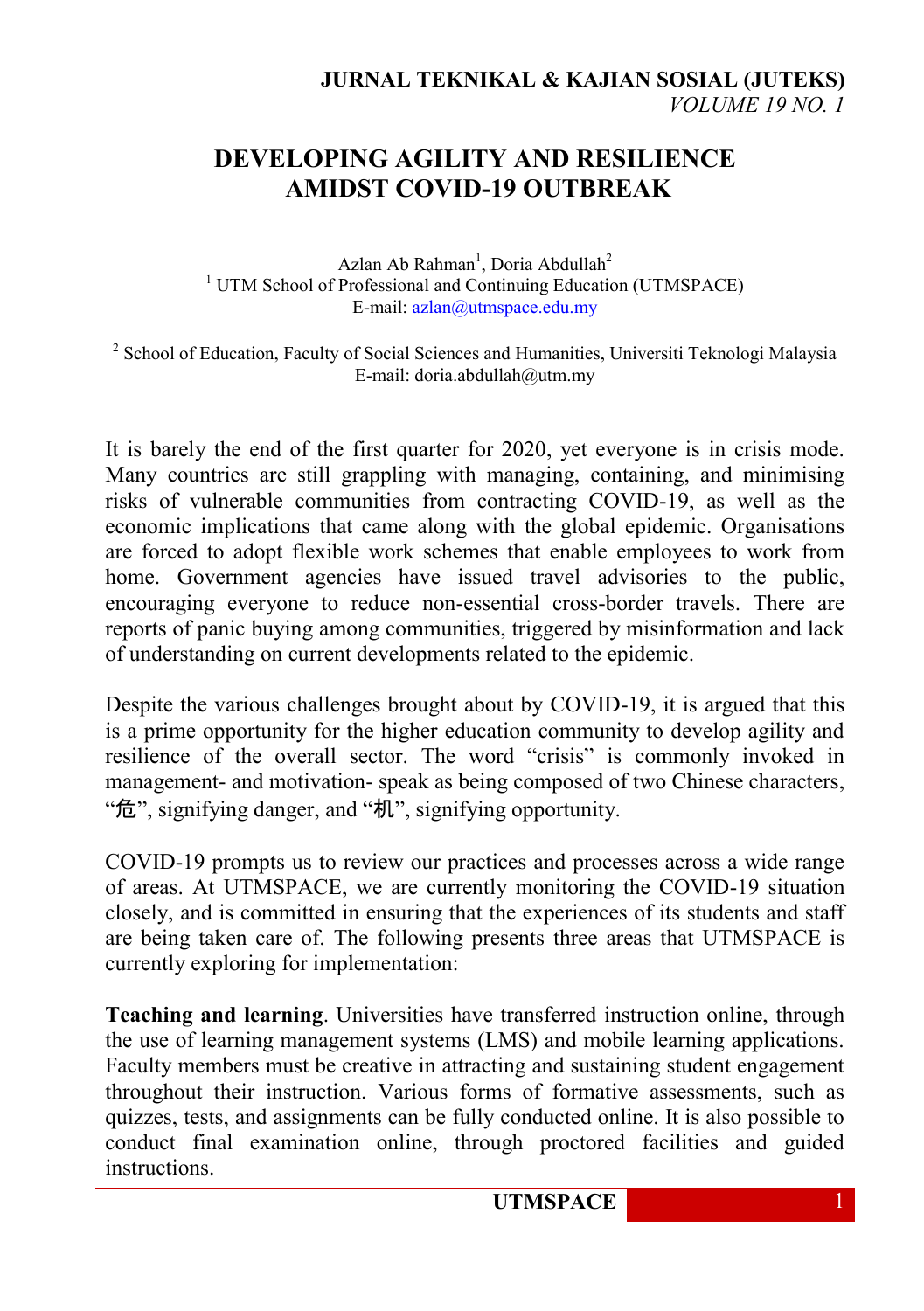# DEVELOPING AGILITY AND RESILIENCE AMIDST COVID-19 OUTBREAK

Azlan Ab Rahman[1], Doria Abdullah[2]

[1] UTM School of Professional and Continuing Education (UTMSPACE)
E-mail: azlan@utmspace.edu.my

[2] School of Education, Faculty of Social Sciences and Humanities, Universiti Teknologi Malaysia
E-mail: doria.abdullah@utm.my

It is barely the end of the first quarter for 2020, yet everyone is in crisis mode. Many countries are still grappling with managing, containing, and minimising risks of vulnerable communities from contracting COVID-19, as well as the economic implications that came along with the global epidemic. Organisations are forced to adopt flexible work schemes that enable employees to work from home. Government agencies have issued travel advisories to the public, encouraging everyone to reduce non-essential cross-border travels. There are reports of panic buying among communities, triggered by misinformation and lack of understanding on current developments related to the epidemic.

Despite the various challenges brought about by COVID-19, it is argued that this is a prime opportunity for the higher education community to develop agility and resilience of the overall sector. The word "crisis" is commonly invoked in management- and motivation- speak as being composed of two Chinese characters, "危", signifying danger, and "机", signifying opportunity.

COVID-19 prompts us to review our practices and processes across a wide range of areas. At UTMSPACE, we are currently monitoring the COVID-19 situation closely, and is committed in ensuring that the experiences of its students and staff are being taken care of. The following presents three areas that UTMSPACE is currently exploring for implementation:

**Teaching and learning**. Universities have transferred instruction online, through the use of learning management systems (LMS) and mobile learning applications. Faculty members must be creative in attracting and sustaining student engagement throughout their instruction. Various forms of formative assessments, such as quizzes, tests, and assignments can be fully conducted online. It is also possible to conduct final examination online, through proctored facilities and guided instructions.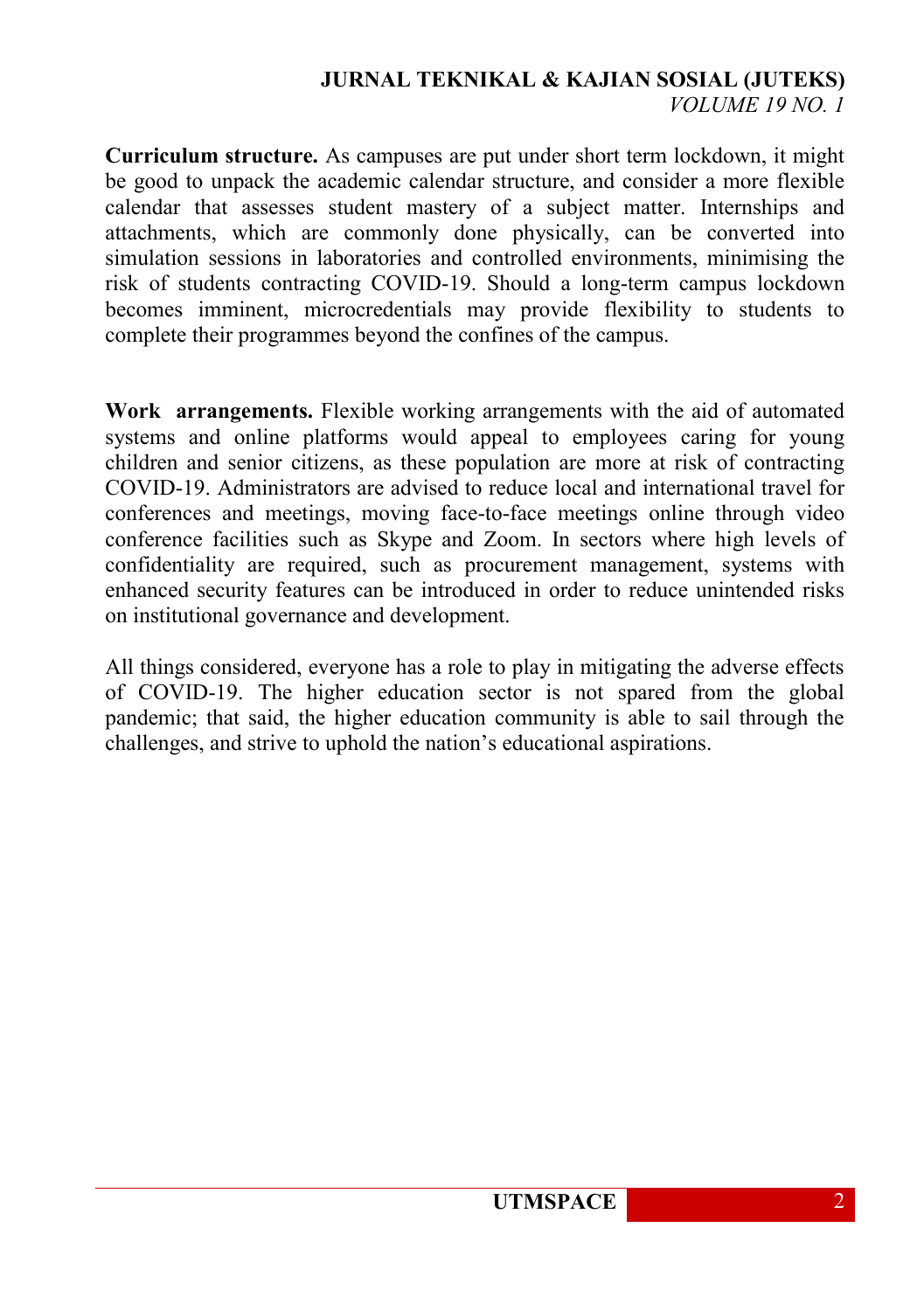**Curriculum structure.** As campuses are put under short term lockdown, it might be good to unpack the academic calendar structure, and consider a more flexible calendar that assesses student mastery of a subject matter. Internships and attachments, which are commonly done physically, can be converted into simulation sessions in laboratories and controlled environments, minimising the risk of students contracting COVID-19. Should a long-term campus lockdown becomes imminent, microcredentials may provide flexibility to students to complete their programmes beyond the confines of the campus.

**Work arrangements.** Flexible working arrangements with the aid of automated systems and online platforms would appeal to employees caring for young children and senior citizens, as these population are more at risk of contracting COVID-19. Administrators are advised to reduce local and international travel for conferences and meetings, moving face-to-face meetings online through video conference facilities such as Skype and Zoom. In sectors where high levels of confidentiality are required, such as procurement management, systems with enhanced security features can be introduced in order to reduce unintended risks on institutional governance and development.

All things considered, everyone has a role to play in mitigating the adverse effects of COVID-19. The higher education sector is not spared from the global pandemic; that said, the higher education community is able to sail through the challenges, and strive to uphold the nation's educational aspirations.